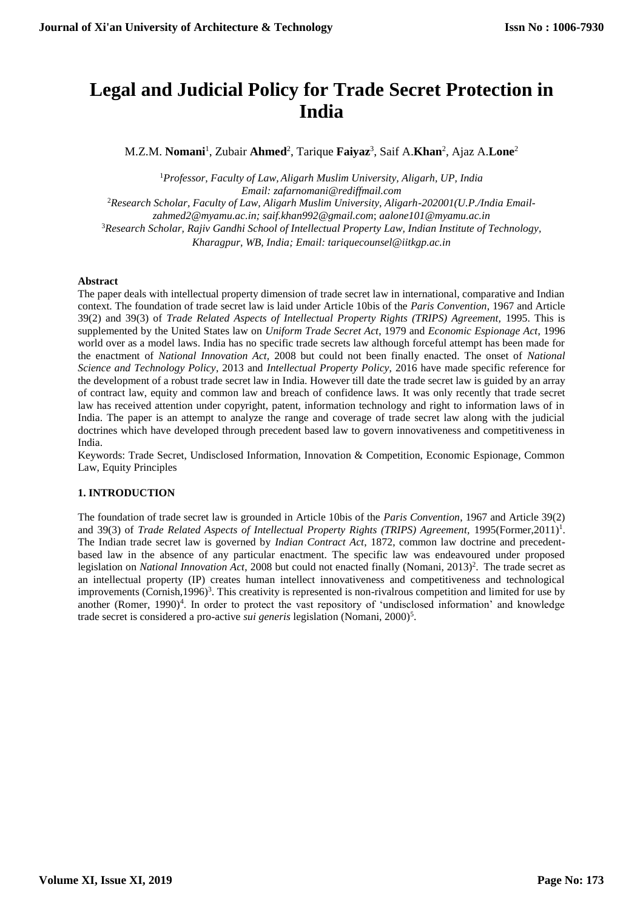# Legal and Judicial Policy for Trade Secret Protection in India

M.Z.M. **Nomani**[1], Zubair **Ahmed**[2], Tarique **Faiyaz**[3], Saif A.**Khan**[2], Ajaz A.**Lone**[2]

[1]*Professor, Faculty of Law, Aligarh Muslim University, Aligarh, UP, India*
*Email: zafarnomani@rediffmail.com*
[2]*Research Scholar, Faculty of Law, Aligarh Muslim University, Aligarh-202001(U.P./India Email-zahmed2@myamu.ac.in; saif.khan992@gmail.com; aalone101@myamu.ac.in*
[3]*Research Scholar, Rajiv Gandhi School of Intellectual Property Law, Indian Institute of Technology, Kharagpur, WB, India; Email: tariquecounsel@iitkgp.ac.in*

**Abstract**

The paper deals with intellectual property dimension of trade secret law in international, comparative and Indian context. The foundation of trade secret law is laid under Article 10bis of the *Paris Convention*, 1967 and Article 39(2) and 39(3) of *Trade Related Aspects of Intellectual Property Rights (TRIPS) Agreement*, 1995. This is supplemented by the United States law on *Uniform Trade Secret Act*, 1979 and *Economic Espionage Act*, 1996 world over as a model laws. India has no specific trade secrets law although forceful attempt has been made for the enactment of *National Innovation Act,* 2008 but could not been finally enacted. The onset of *National Science and Technology Policy*, 2013 and *Intellectual Property Policy*, 2016 have made specific reference for the development of a robust trade secret law in India. However till date the trade secret law is guided by an array of contract law, equity and common law and breach of confidence laws. It was only recently that trade secret law has received attention under copyright, patent, information technology and right to information laws of in India. The paper is an attempt to analyze the range and coverage of trade secret law along with the judicial doctrines which have developed through precedent based law to govern innovativeness and competitiveness in India.

Keywords: Trade Secret, Undisclosed Information, Innovation & Competition, Economic Espionage, Common Law, Equity Principles

## 1. INTRODUCTION

The foundation of trade secret law is grounded in Article 10bis of the *Paris Convention*, 1967 and Article 39(2) and 39(3) of *Trade Related Aspects of Intellectual Property Rights (TRIPS) Agreement*, 1995(Former,2011)[1]. The Indian trade secret law is governed by *Indian Contract Act*, 1872, common law doctrine and precedent-based law in the absence of any particular enactment. The specific law was endeavoured under proposed legislation on *National Innovation Act*, 2008 but could not enacted finally (Nomani, 2013)[2]. The trade secret as an intellectual property (IP) creates human intellect innovativeness and competitiveness and technological improvements (Cornish,1996)[3]. This creativity is represented is non-rivalrous competition and limited for use by another (Romer, 1990)[4]. In order to protect the vast repository of 'undisclosed information' and knowledge trade secret is considered a pro-active *sui generis* legislation (Nomani, 2000)[5].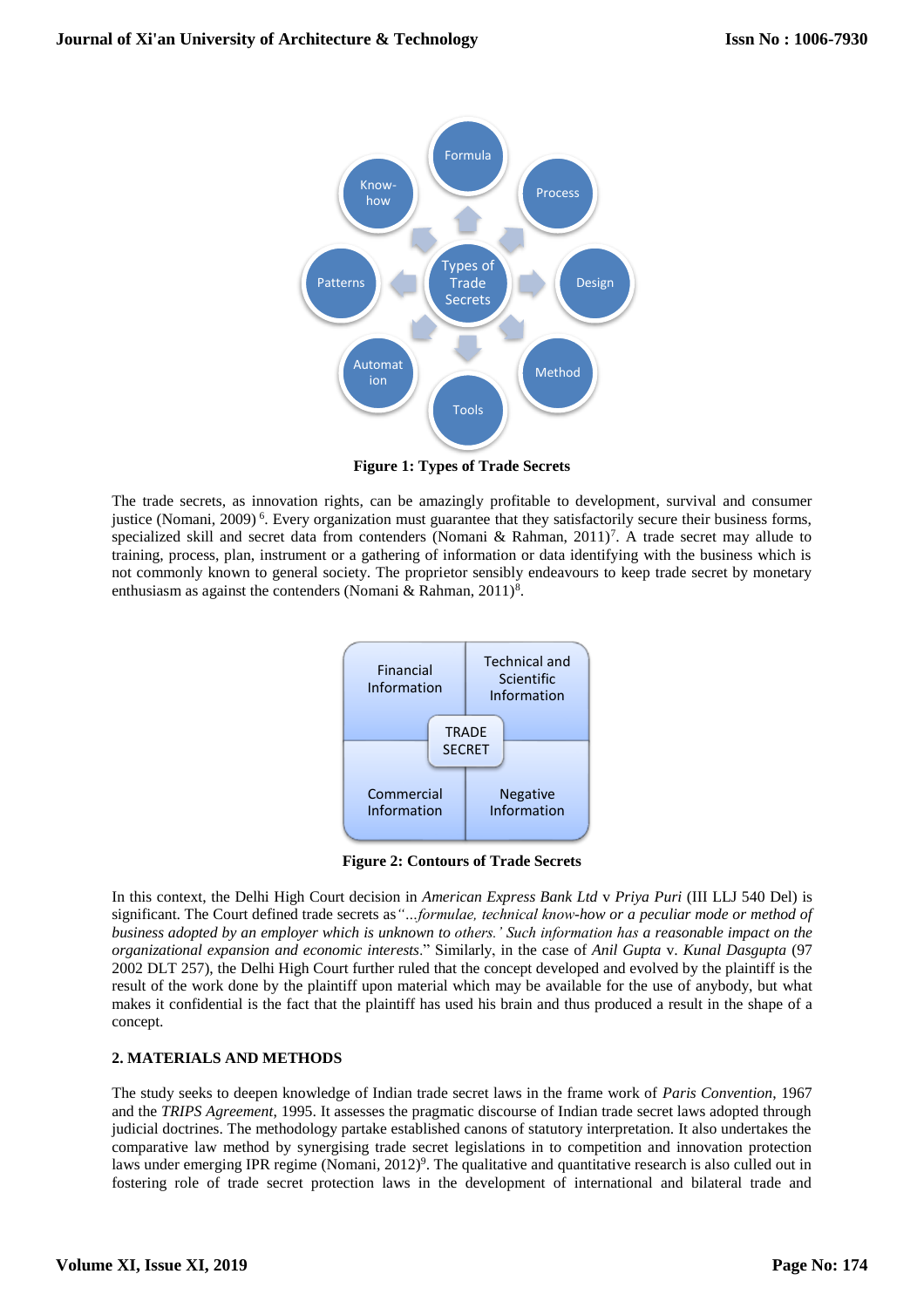Figure 1: Types of Trade Secrets

The trade secrets, as innovation rights, can be amazingly profitable to development, survival and consumer justice (Nomani, 2009)[6]. Every organization must guarantee that they satisfactorily secure their business forms, specialized skill and secret data from contenders (Nomani & Rahman, 2011)[7]. A trade secret may allude to training, process, plan, instrument or a gathering of information or data identifying with the business which is not commonly known to general society. The proprietor sensibly endeavours to keep trade secret by monetary enthusiasm as against the contenders (Nomani & Rahman, 2011)[8].

Figure 2: Contours of Trade Secrets

In this context, the Delhi High Court decision in *American Express Bank Ltd* v *Priya Puri* (III LLJ 540 Del) is significant. The Court defined trade secrets as *"...formulae, technical know-how or a peculiar mode or method of business adopted by an employer which is unknown to others.' Such information has a reasonable impact on the organizational expansion and economic interests*." Similarly, in the case of *Anil Gupta* v. *Kunal Dasgupta* (97 2002 DLT 257), the Delhi High Court further ruled that the concept developed and evolved by the plaintiff is the result of the work done by the plaintiff upon material which may be available for the use of anybody, but what makes it confidential is the fact that the plaintiff has used his brain and thus produced a result in the shape of a concept.

## 2. MATERIALS AND METHODS

The study seeks to deepen knowledge of Indian trade secret laws in the frame work of *Paris Convention*, 1967 and the *TRIPS Agreement*, 1995. It assesses the pragmatic discourse of Indian trade secret laws adopted through judicial doctrines. The methodology partake established canons of statutory interpretation. It also undertakes the comparative law method by synergising trade secret legislations in to competition and innovation protection laws under emerging IPR regime (Nomani, 2012)[9]. The qualitative and quantitative research is also culled out in fostering role of trade secret protection laws in the development of international and bilateral trade and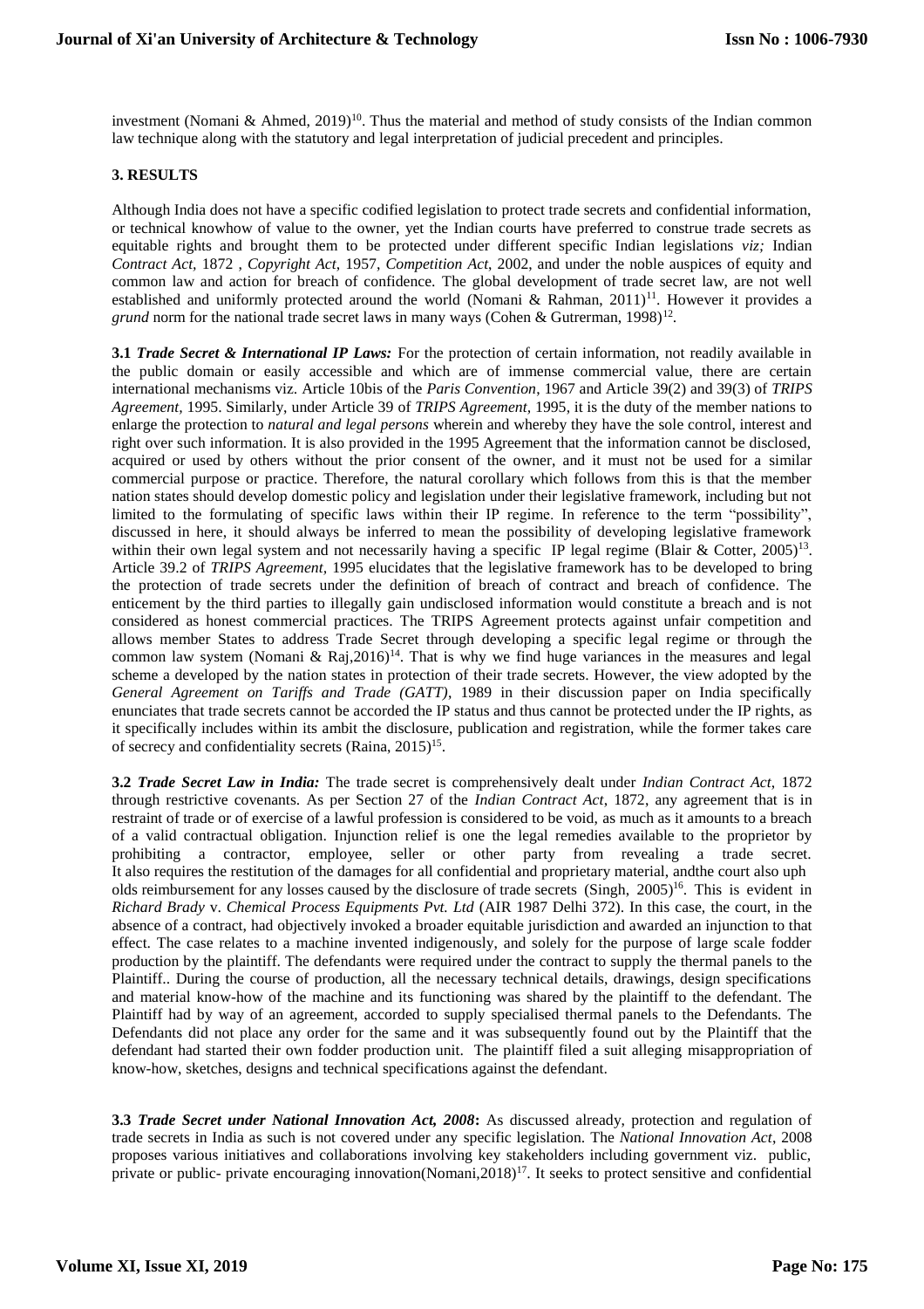investment (Nomani & Ahmed, 2019)[10]. Thus the material and method of study consists of the Indian common law technique along with the statutory and legal interpretation of judicial precedent and principles.

## 3. RESULTS

Although India does not have a specific codified legislation to protect trade secrets and confidential information, or technical knowhow of value to the owner, yet the Indian courts have preferred to construe trade secrets as equitable rights and brought them to be protected under different specific Indian legislations *viz;* Indian *Contract Act*, 1872 , *Copyright Act*, 1957, *Competition Act*, 2002, and under the noble auspices of equity and common law and action for breach of confidence. The global development of trade secret law, are not well established and uniformly protected around the world (Nomani & Rahman, 2011)[11]. However it provides a *grund* norm for the national trade secret laws in many ways (Cohen & Gutrerman, 1998)[12].

**3.1 *Trade Secret & International IP Laws:*** For the protection of certain information, not readily available in the public domain or easily accessible and which are of immense commercial value, there are certain international mechanisms viz. Article 10bis of the *Paris Convention*, 1967 and Article 39(2) and 39(3) of *TRIPS Agreement*, 1995. Similarly, under Article 39 of *TRIPS Agreement*, 1995, it is the duty of the member nations to enlarge the protection to *natural and legal persons* wherein and whereby they have the sole control, interest and right over such information. It is also provided in the 1995 Agreement that the information cannot be disclosed, acquired or used by others without the prior consent of the owner, and it must not be used for a similar commercial purpose or practice. Therefore, the natural corollary which follows from this is that the member nation states should develop domestic policy and legislation under their legislative framework, including but not limited to the formulating of specific laws within their IP regime. In reference to the term "possibility", discussed in here, it should always be inferred to mean the possibility of developing legislative framework within their own legal system and not necessarily having a specific IP legal regime (Blair & Cotter, 2005)[13]. Article 39.2 of *TRIPS Agreement*, 1995 elucidates that the legislative framework has to be developed to bring the protection of trade secrets under the definition of breach of contract and breach of confidence. The enticement by the third parties to illegally gain undisclosed information would constitute a breach and is not considered as honest commercial practices. The TRIPS Agreement protects against unfair competition and allows member States to address Trade Secret through developing a specific legal regime or through the common law system (Nomani & Raj,2016)[14]. That is why we find huge variances in the measures and legal scheme a developed by the nation states in protection of their trade secrets. However, the view adopted by the *General Agreement on Tariffs and Trade (GATT)*, 1989 in their discussion paper on India specifically enunciates that trade secrets cannot be accorded the IP status and thus cannot be protected under the IP rights, as it specifically includes within its ambit the disclosure, publication and registration, while the former takes care of secrecy and confidentiality secrets (Raina, 2015)[15].

**3.2 *Trade Secret Law in India:*** The trade secret is comprehensively dealt under *Indian Contract Act*, 1872 through restrictive covenants. As per Section 27 of the *Indian Contract Act*, 1872, any agreement that is in restraint of trade or of exercise of a lawful profession is considered to be void, as much as it amounts to a breach of a valid contractual obligation. Injunction relief is one the legal remedies available to the proprietor by prohibiting a contractor, employee, seller or other party from revealing a trade secret. It also requires the restitution of the damages for all confidential and proprietary material, andthe court also upholds reimbursement for any losses caused by the disclosure of trade secrets (Singh, 2005)[16]. This is evident in *Richard Brady* v. *Chemical Process Equipments Pvt. Ltd* (AIR 1987 Delhi 372). In this case, the court, in the absence of a contract, had objectively invoked a broader equitable jurisdiction and awarded an injunction to that effect. The case relates to a machine invented indigenously, and solely for the purpose of large scale fodder production by the plaintiff. The defendants were required under the contract to supply the thermal panels to the Plaintiff.. During the course of production, all the necessary technical details, drawings, design specifications and material know-how of the machine and its functioning was shared by the plaintiff to the defendant. The Plaintiff had by way of an agreement, accorded to supply specialised thermal panels to the Defendants. The Defendants did not place any order for the same and it was subsequently found out by the Plaintiff that the defendant had started their own fodder production unit. The plaintiff filed a suit alleging misappropriation of know-how, sketches, designs and technical specifications against the defendant.

**3.3 *Trade Secret under National Innovation Act, 2008*:** As discussed already, protection and regulation of trade secrets in India as such is not covered under any specific legislation. The *National Innovation Act*, 2008 proposes various initiatives and collaborations involving key stakeholders including government viz. public, private or public- private encouraging innovation(Nomani,2018)[17]. It seeks to protect sensitive and confidential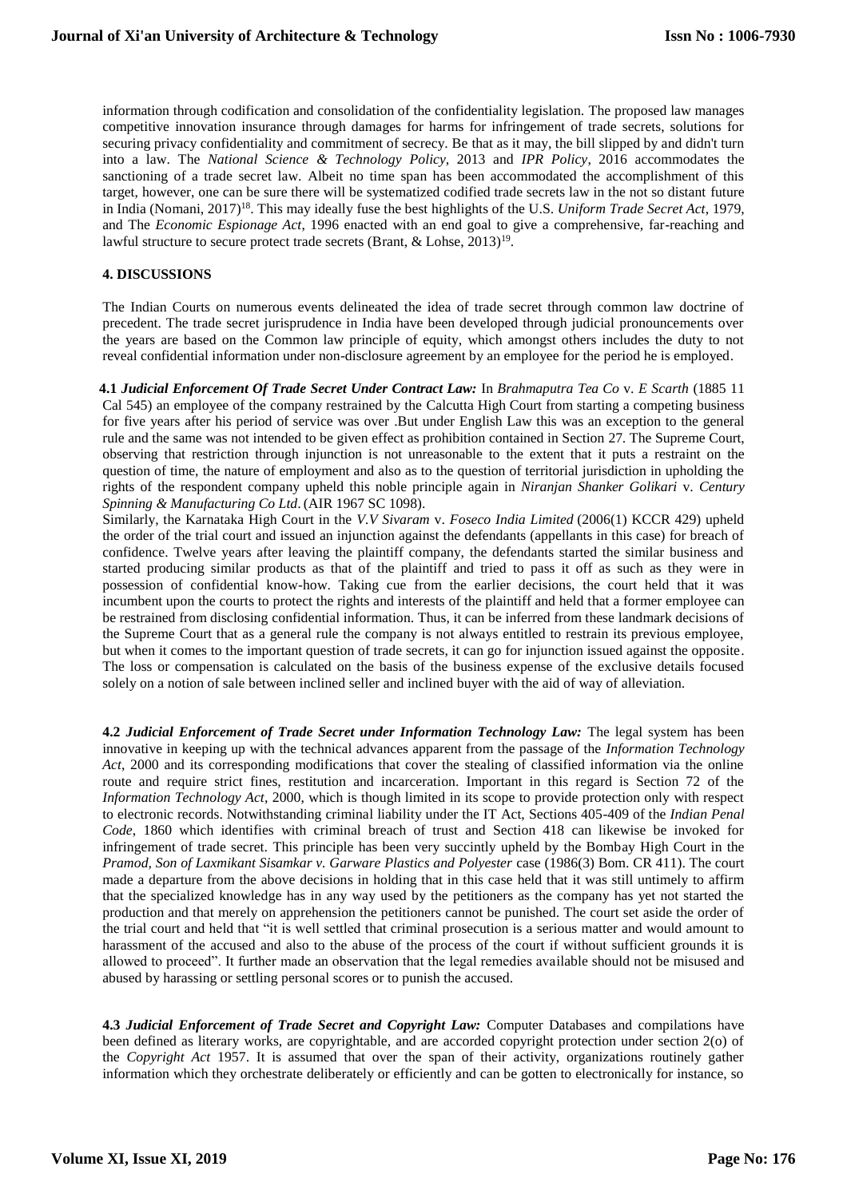information through codification and consolidation of the confidentiality legislation. The proposed law manages competitive innovation insurance through damages for harms for infringement of trade secrets, solutions for securing privacy confidentiality and commitment of secrecy. Be that as it may, the bill slipped by and didn't turn into a law. The *National Science & Technology Policy*, 2013 and *IPR Policy*, 2016 accommodates the sanctioning of a trade secret law. Albeit no time span has been accommodated the accomplishment of this target, however, one can be sure there will be systematized codified trade secrets law in the not so distant future in India (Nomani, 2017)[18]. This may ideally fuse the best highlights of the U.S. *Uniform Trade Secret Act*, 1979, and The *Economic Espionage Act*, 1996 enacted with an end goal to give a comprehensive, far-reaching and lawful structure to secure protect trade secrets (Brant, & Lohse, 2013)[19].

## 4. DISCUSSIONS

The Indian Courts on numerous events delineated the idea of trade secret through common law doctrine of precedent. The trade secret jurisprudence in India have been developed through judicial pronouncements over the years are based on the Common law principle of equity, which amongst others includes the duty to not reveal confidential information under non-disclosure agreement by an employee for the period he is employed.

**4.1 *Judicial Enforcement Of Trade Secret Under Contract Law:*** In *Brahmaputra Tea Co* v. *E Scarth* (1885 11 Cal 545) an employee of the company restrained by the Calcutta High Court from starting a competing business for five years after his period of service was over .But under English Law this was an exception to the general rule and the same was not intended to be given effect as prohibition contained in Section 27. The Supreme Court, observing that restriction through injunction is not unreasonable to the extent that it puts a restraint on the question of time, the nature of employment and also as to the question of territorial jurisdiction in upholding the rights of the respondent company upheld this noble principle again in *Niranjan Shanker Golikari* v. *Century Spinning & Manufacturing Co Ltd*. (AIR 1967 SC 1098).

Similarly, the Karnataka High Court in the *V.V Sivaram* v. *Foseco India Limited* (2006(1) KCCR 429) upheld the order of the trial court and issued an injunction against the defendants (appellants in this case) for breach of confidence. Twelve years after leaving the plaintiff company, the defendants started the similar business and started producing similar products as that of the plaintiff and tried to pass it off as such as they were in possession of confidential know-how. Taking cue from the earlier decisions, the court held that it was incumbent upon the courts to protect the rights and interests of the plaintiff and held that a former employee can be restrained from disclosing confidential information. Thus, it can be inferred from these landmark decisions of the Supreme Court that as a general rule the company is not always entitled to restrain its previous employee, but when it comes to the important question of trade secrets, it can go for injunction issued against the opposite. The loss or compensation is calculated on the basis of the business expense of the exclusive details focused solely on a notion of sale between inclined seller and inclined buyer with the aid of way of alleviation.

**4.2 *Judicial Enforcement of Trade Secret under Information Technology Law:*** The legal system has been innovative in keeping up with the technical advances apparent from the passage of the *Information Technology Act*, 2000 and its corresponding modifications that cover the stealing of classified information via the online route and require strict fines, restitution and incarceration. Important in this regard is Section 72 of the *Information Technology Act*, 2000, which is though limited in its scope to provide protection only with respect to electronic records. Notwithstanding criminal liability under the IT Act, Sections 405-409 of the *Indian Penal Code*, 1860 which identifies with criminal breach of trust and Section 418 can likewise be invoked for infringement of trade secret. This principle has been very succinctly upheld by the Bombay High Court in the *Pramod, Son of Laxmikant Sisamkar v. Garware Plastics and Polyester* case (1986(3) Bom. CR 411). The court made a departure from the above decisions in holding that in this case held that it was still untimely to affirm that the specialized knowledge has in any way used by the petitioners as the company has yet not started the production and that merely on apprehension the petitioners cannot be punished. The court set aside the order of the trial court and held that "it is well settled that criminal prosecution is a serious matter and would amount to harassment of the accused and also to the abuse of the process of the court if without sufficient grounds it is allowed to proceed". It further made an observation that the legal remedies available should not be misused and abused by harassing or settling personal scores or to punish the accused.

**4.3 *Judicial Enforcement of Trade Secret and Copyright Law:*** Computer Databases and compilations have been defined as literary works, are copyrightable, and are accorded copyright protection under section 2(o) of the *Copyright Act* 1957. It is assumed that over the span of their activity, organizations routinely gather information which they orchestrate deliberately or efficiently and can be gotten to electronically for instance, so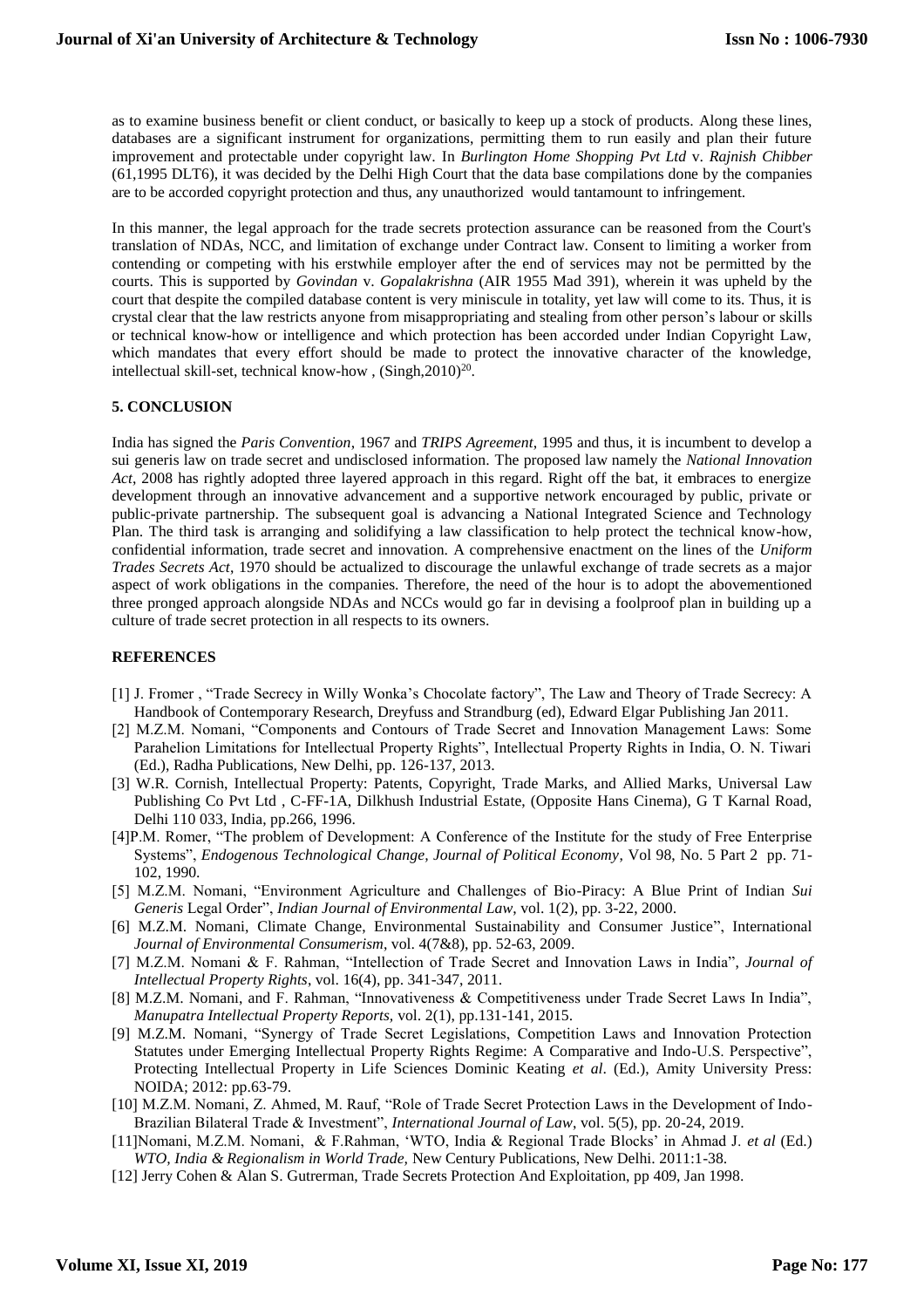as to examine business benefit or client conduct, or basically to keep up a stock of products. Along these lines, databases are a significant instrument for organizations, permitting them to run easily and plan their future improvement and protectable under copyright law. In *Burlington Home Shopping Pvt Ltd* v. *Rajnish Chibber* (61,1995 DLT6), it was decided by the Delhi High Court that the data base compilations done by the companies are to be accorded copyright protection and thus, any unauthorized would tantamount to infringement.

In this manner, the legal approach for the trade secrets protection assurance can be reasoned from the Court's translation of NDAs, NCC, and limitation of exchange under Contract law. Consent to limiting a worker from contending or competing with his erstwhile employer after the end of services may not be permitted by the courts. This is supported by *Govindan* v. *Gopalakrishna* (AIR 1955 Mad 391), wherein it was upheld by the court that despite the compiled database content is very miniscule in totality, yet law will come to its. Thus, it is crystal clear that the law restricts anyone from misappropriating and stealing from other person's labour or skills or technical know-how or intelligence and which protection has been accorded under Indian Copyright Law, which mandates that every effort should be made to protect the innovative character of the knowledge, intellectual skill-set, technical know-how , (Singh,2010)[20].

## 5. CONCLUSION

India has signed the *Paris Convention*, 1967 and *TRIPS Agreement*, 1995 and thus, it is incumbent to develop a sui generis law on trade secret and undisclosed information. The proposed law namely the *National Innovation Act*, 2008 has rightly adopted three layered approach in this regard. Right off the bat, it embraces to energize development through an innovative advancement and a supportive network encouraged by public, private or public-private partnership. The subsequent goal is advancing a National Integrated Science and Technology Plan. The third task is arranging and solidifying a law classification to help protect the technical know-how, confidential information, trade secret and innovation. A comprehensive enactment on the lines of the *Uniform Trades Secrets Act*, 1970 should be actualized to discourage the unlawful exchange of trade secrets as a major aspect of work obligations in the companies. Therefore, the need of the hour is to adopt the abovementioned three pronged approach alongside NDAs and NCCs would go far in devising a foolproof plan in building up a culture of trade secret protection in all respects to its owners.

## REFERENCES

[1] J. Fromer , "Trade Secrecy in Willy Wonka's Chocolate factory", The Law and Theory of Trade Secrecy: A Handbook of Contemporary Research, Dreyfuss and Strandburg (ed), Edward Elgar Publishing Jan 2011.

[2] M.Z.M. Nomani, "Components and Contours of Trade Secret and Innovation Management Laws: Some Parahelion Limitations for Intellectual Property Rights", Intellectual Property Rights in India, O. N. Tiwari (Ed.), Radha Publications, New Delhi, pp. 126-137, 2013.

[3] W.R. Cornish, Intellectual Property: Patents, Copyright, Trade Marks, and Allied Marks, Universal Law Publishing Co Pvt Ltd , C-FF-1A, Dilkhush Industrial Estate, (Opposite Hans Cinema), G T Karnal Road, Delhi 110 033, India, pp.266, 1996.

[4]P.M. Romer, "The problem of Development: A Conference of the Institute for the study of Free Enterprise Systems", *Endogenous Technological Change, Journal of Political Economy*, Vol 98, No. 5 Part 2 pp. 71-102, 1990.

[5] M.Z.M. Nomani, "Environment Agriculture and Challenges of Bio-Piracy: A Blue Print of Indian *Sui Generis* Legal Order", *Indian Journal of Environmental Law*, vol. 1(2), pp. 3-22, 2000.

[6] M.Z.M. Nomani, Climate Change, Environmental Sustainability and Consumer Justice", International *Journal of Environmental Consumerism*, vol. 4(7&8), pp. 52-63, 2009.

[7] M.Z.M. Nomani & F. Rahman, "Intellection of Trade Secret and Innovation Laws in India", *Journal of Intellectual Property Rights*, vol. 16(4), pp. 341-347, 2011.

[8] M.Z.M. Nomani, and F. Rahman, "Innovativeness & Competitiveness under Trade Secret Laws In India", *Manupatra Intellectual Property Reports*, vol. 2(1), pp.131-141, 2015.

[9] M.Z.M. Nomani, "Synergy of Trade Secret Legislations, Competition Laws and Innovation Protection Statutes under Emerging Intellectual Property Rights Regime: A Comparative and Indo-U.S. Perspective", Protecting Intellectual Property in Life Sciences Dominic Keating *et al*. (Ed.), Amity University Press: NOIDA; 2012: pp.63-79.

[10] M.Z.M. Nomani, Z. Ahmed, M. Rauf, "Role of Trade Secret Protection Laws in the Development of Indo-Brazilian Bilateral Trade & Investment", *International Journal of Law*, vol. 5(5), pp. 20-24, 2019.

[11]Nomani, M.Z.M. Nomani, & F.Rahman, 'WTO, India & Regional Trade Blocks' in Ahmad J. *et al* (Ed.) *WTO, India & Regionalism in World Trade,* New Century Publications, New Delhi. 2011:1-38.

[12] Jerry Cohen & Alan S. Gutrerman, Trade Secrets Protection And Exploitation, pp 409, Jan 1998.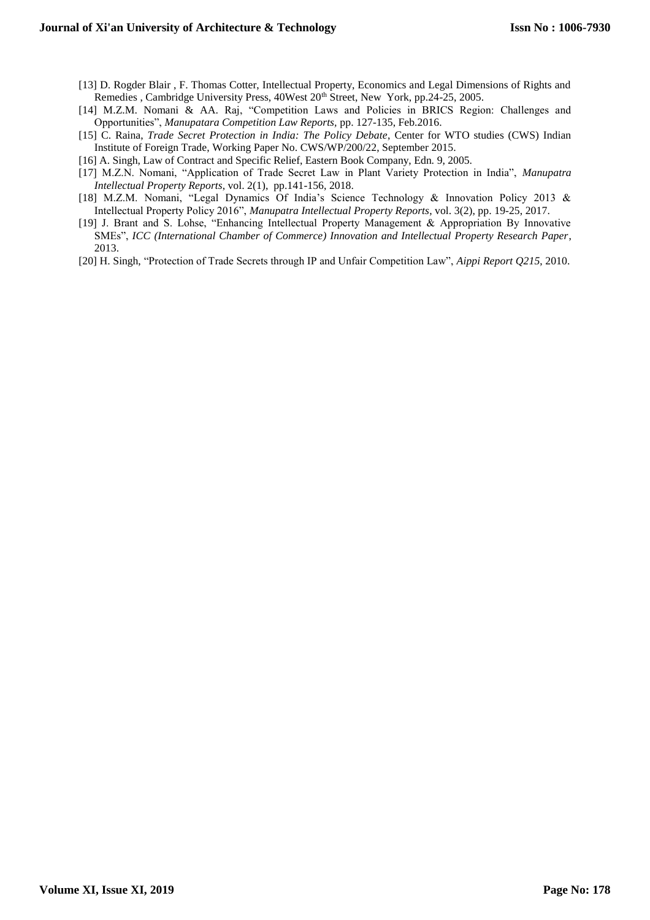[13] D. Rogder Blair , F. Thomas Cotter, Intellectual Property, Economics and Legal Dimensions of Rights and Remedies , Cambridge University Press, 40West 20th Street, New York, pp.24-25, 2005.

[14] M.Z.M. Nomani & AA. Raj, "Competition Laws and Policies in BRICS Region: Challenges and Opportunities", *Manupatara Competition Law Reports*, pp. 127-135, Feb.2016.

[15] C. Raina, *Trade Secret Protection in India: The Policy Debate*, Center for WTO studies (CWS) Indian Institute of Foreign Trade, Working Paper No. CWS/WP/200/22, September 2015.

[16] A. Singh, Law of Contract and Specific Relief, Eastern Book Company, Edn. 9, 2005.

[17] M.Z.N. Nomani, "Application of Trade Secret Law in Plant Variety Protection in India", *Manupatra Intellectual Property Reports*, vol. 2(1), pp.141-156, 2018.

[18] M.Z.M. Nomani, "Legal Dynamics Of India's Science Technology & Innovation Policy 2013 & Intellectual Property Policy 2016", *Manupatra Intellectual Property Reports*, vol. 3(2), pp. 19-25, 2017.

[19] J. Brant and S. Lohse, "Enhancing Intellectual Property Management & Appropriation By Innovative SMEs", *ICC (International Chamber of Commerce) Innovation and Intellectual Property Research Paper*, 2013.

[20] H. Singh, "Protection of Trade Secrets through IP and Unfair Competition Law", *Aippi Report Q215*, 2010.